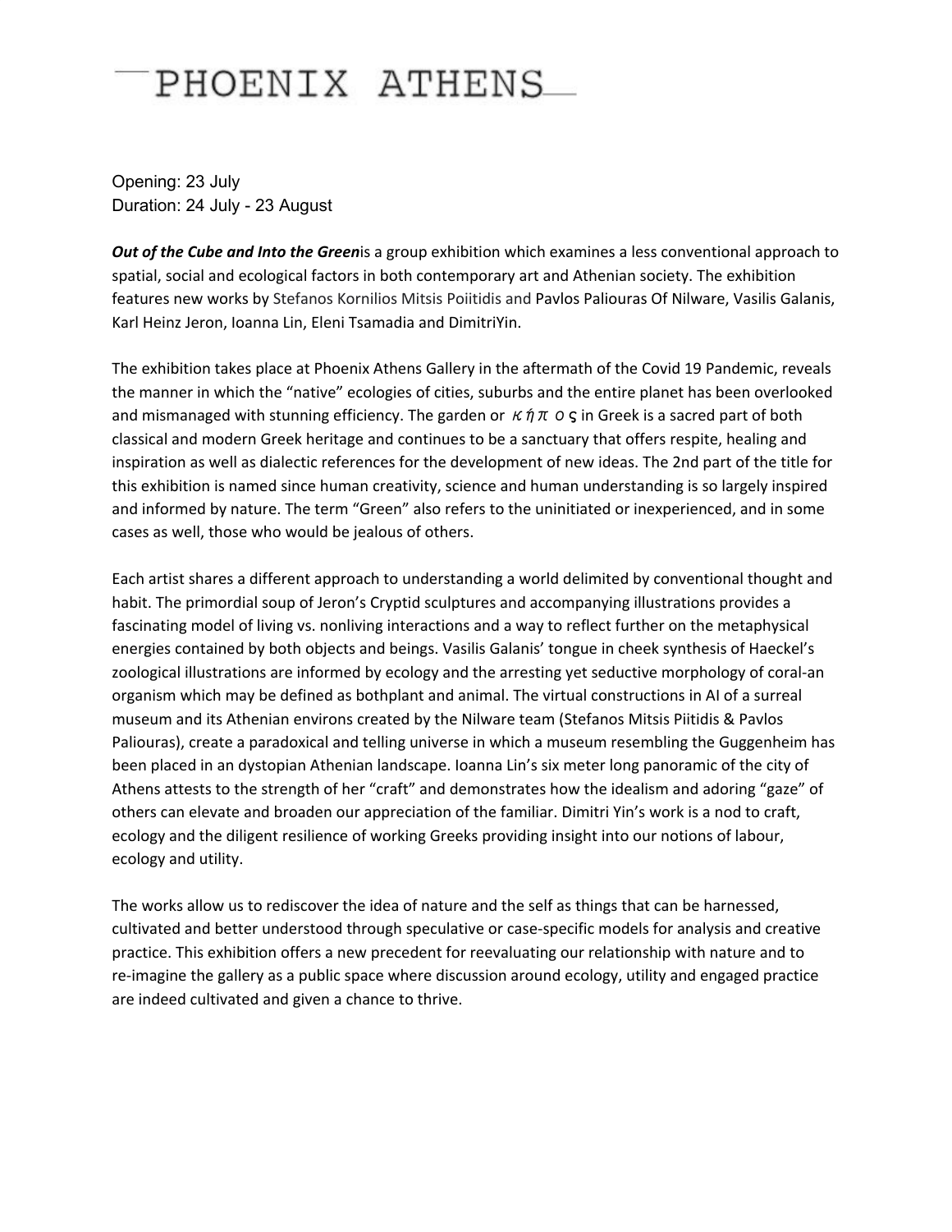# PHOENIX ATHENS

Opening: 23 July
Duration: 24 July - 23 August

***Out of the Cube and Into the Green***is a group exhibition which examines a less conventional approach to spatial, social and ecological factors in both contemporary art and Athenian society. The exhibition features new works by Stefanos Kornilios Mitsis Poiitidis and Pavlos Paliouras Of Nilware, Vasilis Galanis, Karl Heinz Jeron, Ioanna Lin, Eleni Tsamadia and DimitriYin.

The exhibition takes place at Phoenix Athens Gallery in the aftermath of the Covid 19 Pandemic, reveals the manner in which the "native" ecologies of cities, suburbs and the entire planet has been overlooked and mismanaged with stunning efficiency. The garden or κήπος in Greek is a sacred part of both classical and modern Greek heritage and continues to be a sanctuary that offers respite, healing and inspiration as well as dialectic references for the development of new ideas. The 2nd part of the title for this exhibition is named since human creativity, science and human understanding is so largely inspired and informed by nature. The term "Green" also refers to the uninitiated or inexperienced, and in some cases as well, those who would be jealous of others.

Each artist shares a different approach to understanding a world delimited by conventional thought and habit. The primordial soup of Jeron's Cryptid sculptures and accompanying illustrations provides a fascinating model of living vs. nonliving interactions and a way to reflect further on the metaphysical energies contained by both objects and beings. Vasilis Galanis' tongue in cheek synthesis of Haeckel's zoological illustrations are informed by ecology and the arresting yet seductive morphology of coral-an organism which may be defined as bothplant and animal. The virtual constructions in AI of a surreal museum and its Athenian environs created by the Nilware team (Stefanos Mitsis Piitidis & Pavlos Paliouras), create a paradoxical and telling universe in which a museum resembling the Guggenheim has been placed in an dystopian Athenian landscape. Ioanna Lin's six meter long panoramic of the city of Athens attests to the strength of her "craft" and demonstrates how the idealism and adoring "gaze" of others can elevate and broaden our appreciation of the familiar. Dimitri Yin's work is a nod to craft, ecology and the diligent resilience of working Greeks providing insight into our notions of labour, ecology and utility.

The works allow us to rediscover the idea of nature and the self as things that can be harnessed, cultivated and better understood through speculative or case-specific models for analysis and creative practice. This exhibition offers a new precedent for reevaluating our relationship with nature and to re-imagine the gallery as a public space where discussion around ecology, utility and engaged practice are indeed cultivated and given a chance to thrive.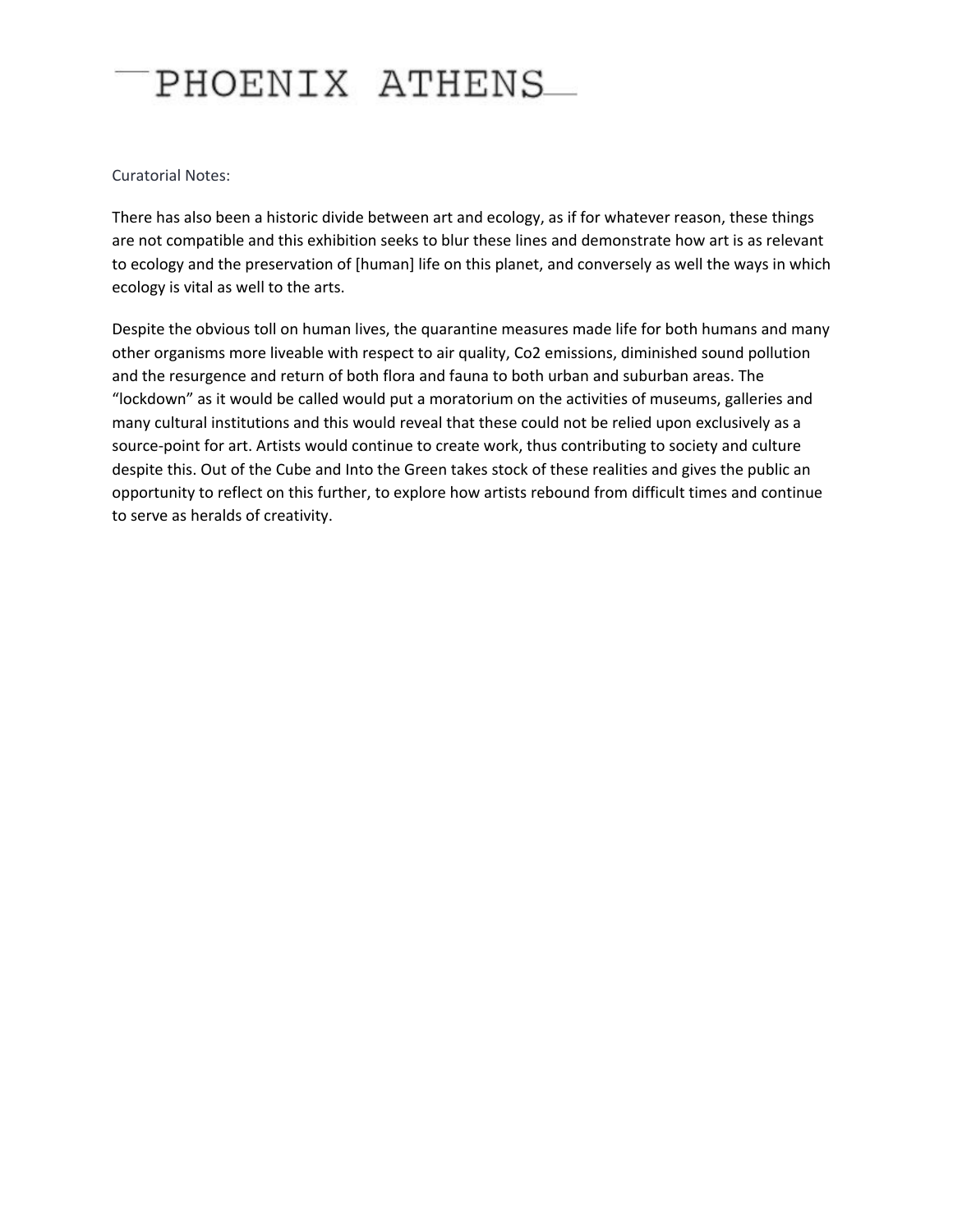Curatorial Notes:

There has also been a historic divide between art and ecology, as if for whatever reason, these things are not compatible and this exhibition seeks to blur these lines and demonstrate how art is as relevant to ecology and the preservation of [human] life on this planet, and conversely as well the ways in which ecology is vital as well to the arts.

Despite the obvious toll on human lives, the quarantine measures made life for both humans and many other organisms more liveable with respect to air quality, Co2 emissions, diminished sound pollution and the resurgence and return of both flora and fauna to both urban and suburban areas. The "lockdown" as it would be called would put a moratorium on the activities of museums, galleries and many cultural institutions and this would reveal that these could not be relied upon exclusively as a source-point for art. Artists would continue to create work, thus contributing to society and culture despite this. Out of the Cube and Into the Green takes stock of these realities and gives the public an opportunity to reflect on this further, to explore how artists rebound from difficult times and continue to serve as heralds of creativity.